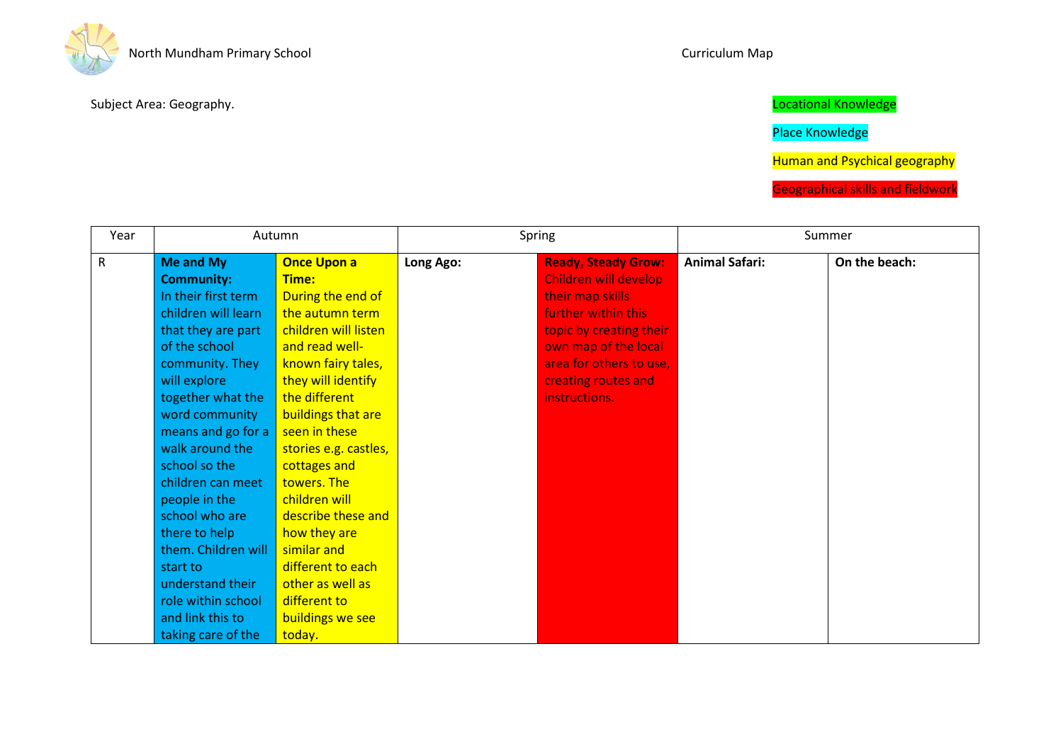North Mundham Primary School

Curriculum Map

Subject Area: Geography.

Locational Knowledge

Place Knowledge

Human and Psychical geography

Geographical skills and fieldwork

| Year | Autumn | | Spring | | Summer | |
|---|---|---|---|---|---|---|
| R | **Me and My Community:** In their first term children will learn that they are part of the school community. They will explore together what the word community means and go for a walk around the school so the children can meet people in the school who are there to help them. Children will start to understand their role within school and link this to taking care of the | **Once Upon a Time:** During the end of the autumn term children will listen and read well-known fairy tales, they will identify the different buildings that are seen in these stories e.g. castles, cottages and towers. The children will describe these and how they are similar and different to each other as well as different to buildings we see today. | **Long Ago:** | **Ready, Steady Grow:** Children will develop their map skills further within this topic by creating their own map of the local area for others to use, creating routes and instructions. | **Animal Safari:** | **On the beach:** |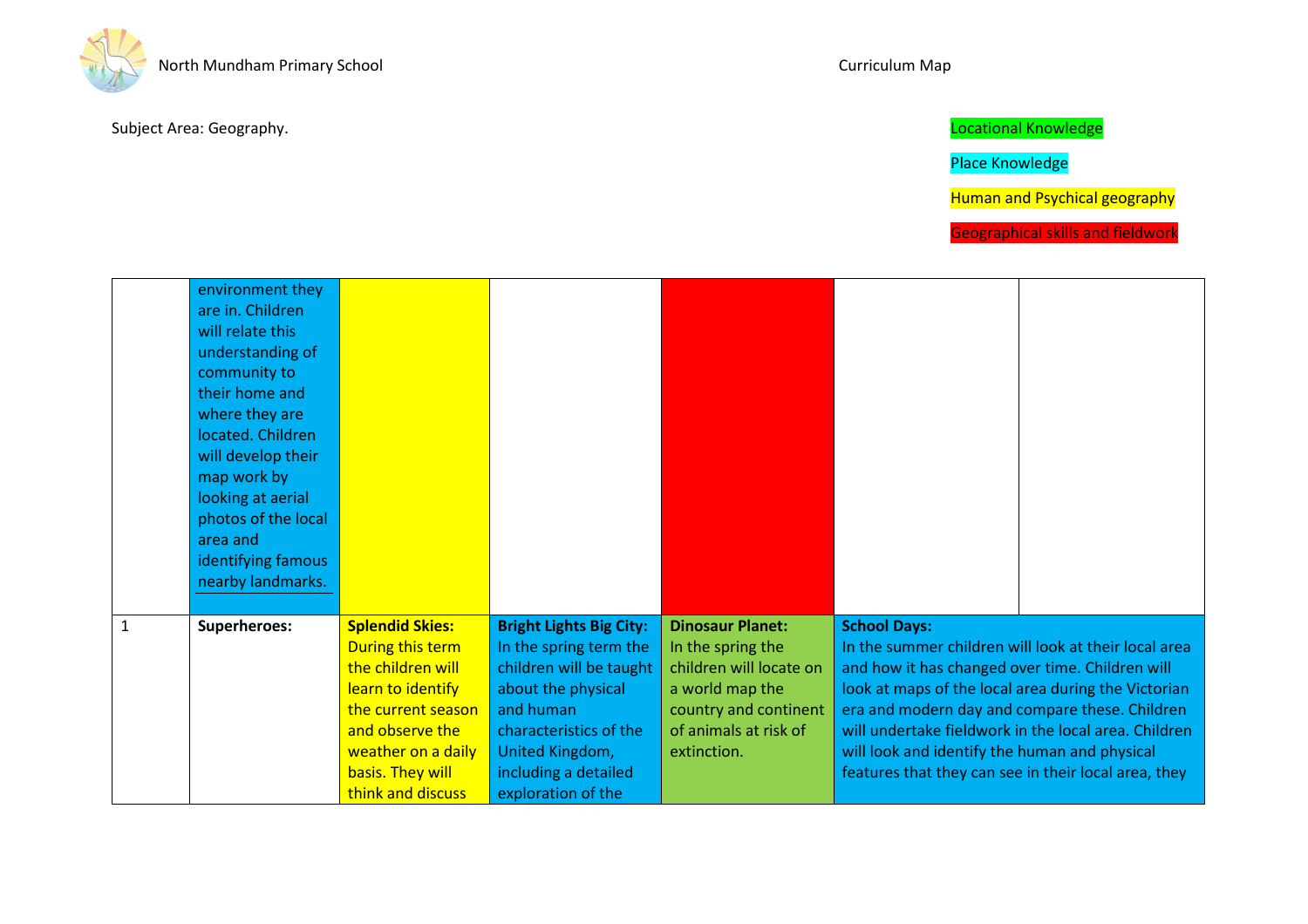North Mundham Primary School

Curriculum Map

Subject Area: Geography.

Locational Knowledge

Place Knowledge

Human and Psychical geography

Geographical skills and fieldwork

| | | | | | | |
|---|---|---|---|---|---|---|
| | environment they are in. Children will relate this understanding of community to their home and where they are located. Children will develop their map work by looking at aerial photos of the local area and identifying famous nearby landmarks. | | | | | |
| 1 | **Superheroes:** | **Splendid Skies:** During this term the children will learn to identify the current season and observe the weather on a daily basis. They will think and discuss | **Bright Lights Big City:** In the spring term the children will be taught about the physical and human characteristics of the United Kingdom, including a detailed exploration of the | **Dinosaur Planet:** In the spring the children will locate on a world map the country and continent of animals at risk of extinction. | **School Days:** In the summer children will look at their local area and how it has changed over time. Children will look at maps of the local area during the Victorian era and modern day and compare these. Children will undertake fieldwork in the local area. Children will look and identify the human and physical features that they can see in their local area, they | |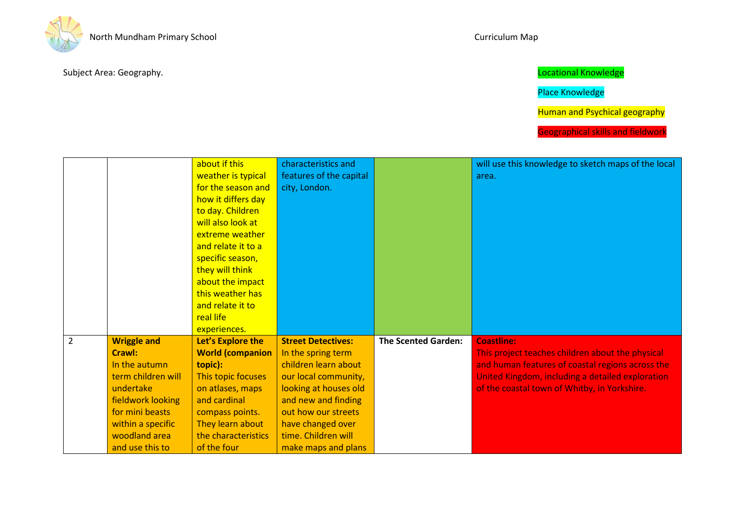North Mundham Primary School

Curriculum Map

Subject Area: Geography.

Locational Knowledge

Place Knowledge

Human and Psychical geography

Geographical skills and fieldwork

| | | | | | |
|---|---|---|---|---|---|
| | | about if this weather is typical for the season and how it differs day to day. Children will also look at extreme weather and relate it to a specific season, they will think about the impact this weather has and relate it to real life experiences. | characteristics and features of the capital city, London. | | will use this knowledge to sketch maps of the local area. |
| 2 | **Wriggle and Crawl:** In the autumn term children will undertake fieldwork looking for mini beasts within a specific woodland area and use this to | **Let's Explore the World (companion topic):** This topic focuses on atlases, maps and cardinal compass points. They learn about the characteristics of the four | **Street Detectives:** In the spring term children learn about our local community, looking at houses old and new and finding out how our streets have changed over time. Children will make maps and plans | **The Scented Garden:** | **Coastline:** This project teaches children about the physical and human features of coastal regions across the United Kingdom, including a detailed exploration of the coastal town of Whitby, in Yorkshire. |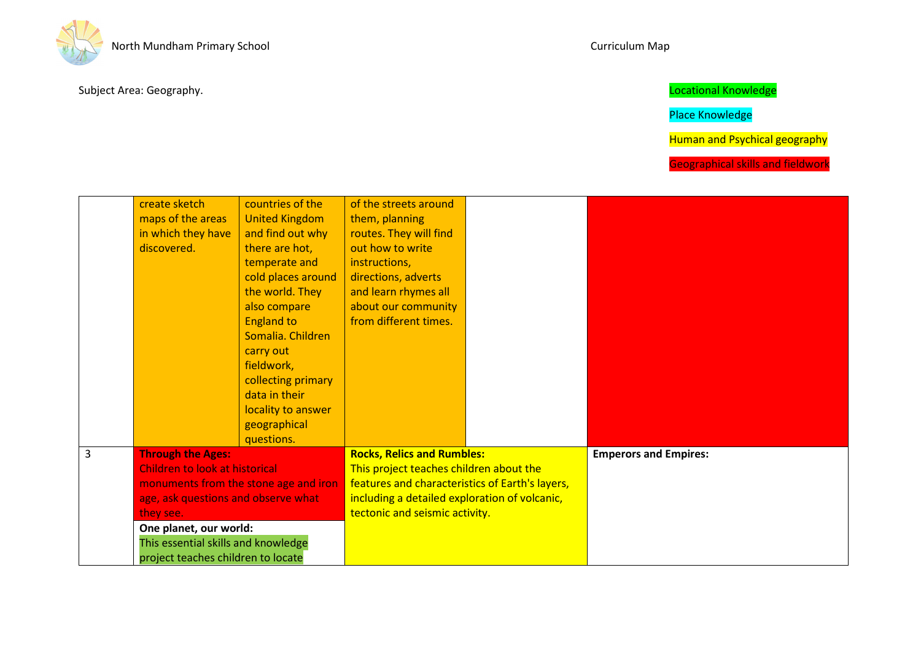North Mundham Primary School

Curriculum Map

Subject Area: Geography.

Locational Knowledge

Place Knowledge

Human and Psychical geography

Geographical skills and fieldwork

| | | | | | |
|---|---|---|---|---|---|
| | create sketch maps of the areas in which they have discovered. | countries of the United Kingdom and find out why there are hot, temperate and cold places around the world. They also compare England to Somalia. Children carry out fieldwork, collecting primary data in their locality to answer geographical questions. | of the streets around them, planning routes. They will find out how to write instructions, directions, adverts and learn rhymes all about our community from different times. | | |
| 3 | **Through the Ages:** Children to look at historical monuments from the stone age and iron age, ask questions and observe what they see. **One planet, our world:** This essential skills and knowledge project teaches children to locate | | **Rocks, Relics and Rumbles:** This project teaches children about the features and characteristics of Earth's layers, including a detailed exploration of volcanic, tectonic and seismic activity. | | **Emperors and Empires:** |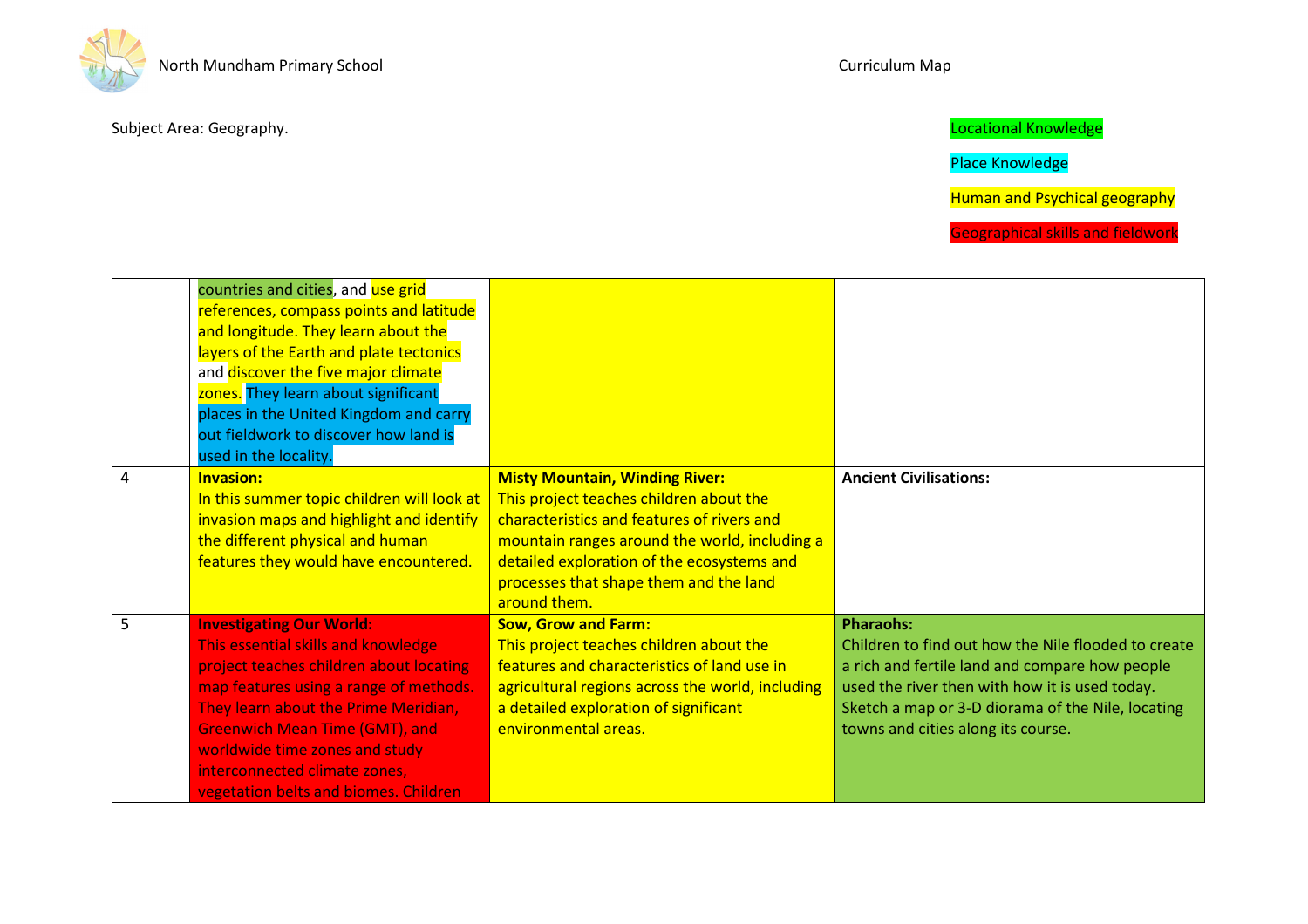Subject Area: Geography.

Locational Knowledge

Place Knowledge

Human and Psychical geography

Geographical skills and fieldwork

| | | | |
|---|---|---|---|
| | countries and cities, and use grid references, compass points and latitude and longitude. They learn about the layers of the Earth and plate tectonics and discover the five major climate zones. They learn about significant places in the United Kingdom and carry out fieldwork to discover how land is used in the locality. | | |
| 4 | **Invasion:** In this summer topic children will look at invasion maps and highlight and identify the different physical and human features they would have encountered. | **Misty Mountain, Winding River:** This project teaches children about the characteristics and features of rivers and mountain ranges around the world, including a detailed exploration of the ecosystems and processes that shape them and the land around them. | **Ancient Civilisations:** |
| 5 | **Investigating Our World:** This essential skills and knowledge project teaches children about locating map features using a range of methods. They learn about the Prime Meridian, Greenwich Mean Time (GMT), and worldwide time zones and study interconnected climate zones, vegetation belts and biomes. Children | **Sow, Grow and Farm:** This project teaches children about the features and characteristics of land use in agricultural regions across the world, including a detailed exploration of significant environmental areas. | **Pharaohs:** Children to find out how the Nile flooded to create a rich and fertile land and compare how people used the river then with how it is used today. Sketch a map or 3-D diorama of the Nile, locating towns and cities along its course. |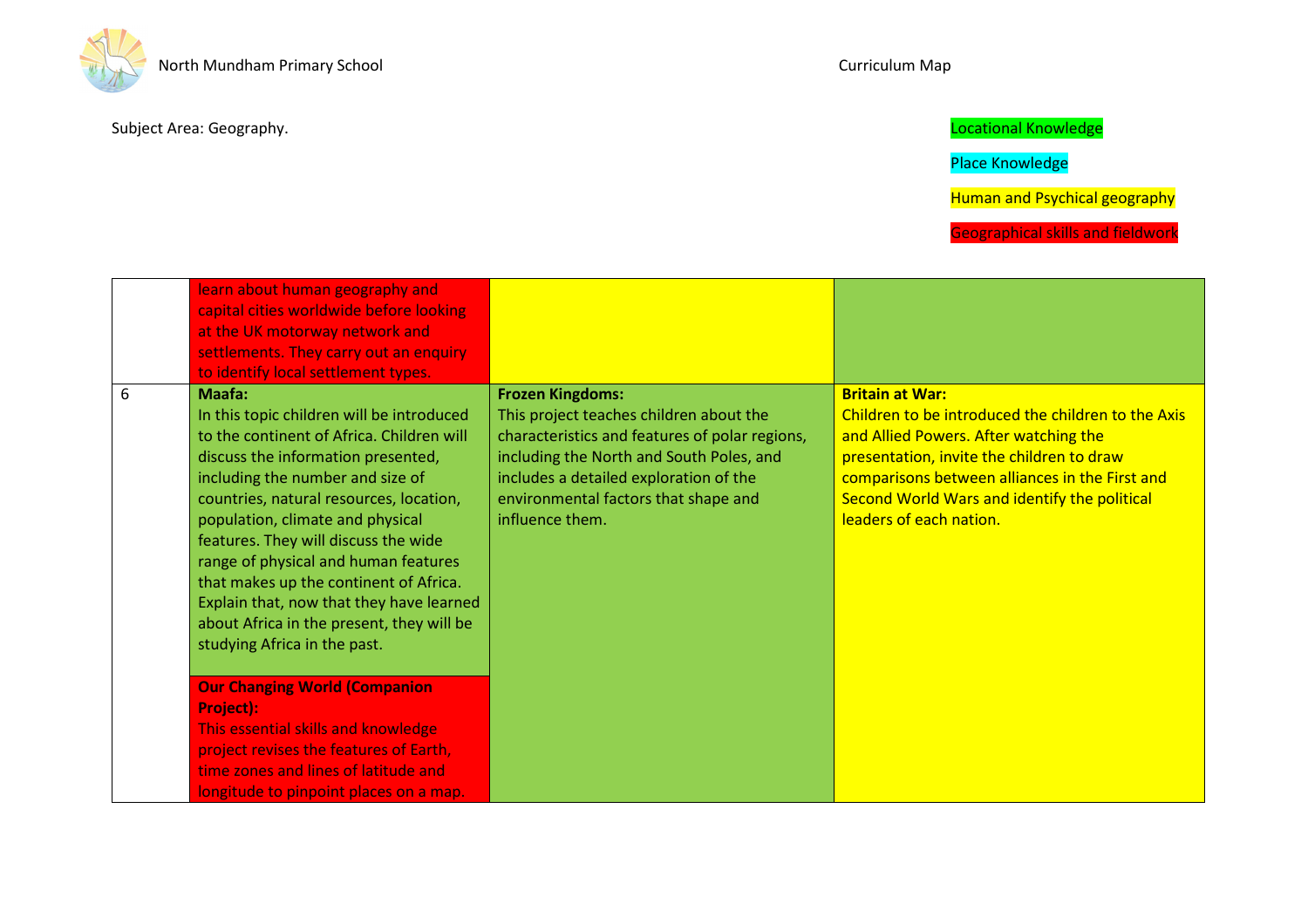North Mundham Primary School

Curriculum Map

Subject Area: Geography.

Locational Knowledge

Place Knowledge

Human and Psychical geography

Geographical skills and fieldwork

| | | | |
|---|---|---|---|
| | learn about human geography and capital cities worldwide before looking at the UK motorway network and settlements. They carry out an enquiry to identify local settlement types. | | |
| 6 | **Maafa:** In this topic children will be introduced to the continent of Africa. Children will discuss the information presented, including the number and size of countries, natural resources, location, population, climate and physical features. They will discuss the wide range of physical and human features that makes up the continent of Africa. Explain that, now that they have learned about Africa in the present, they will be studying Africa in the past.<br><br>**Our Changing World (Companion Project):** This essential skills and knowledge project revises the features of Earth, time zones and lines of latitude and longitude to pinpoint places on a map. | **Frozen Kingdoms:** This project teaches children about the characteristics and features of polar regions, including the North and South Poles, and includes a detailed exploration of the environmental factors that shape and influence them. | **Britain at War:** Children to be introduced the children to the Axis and Allied Powers. After watching the presentation, invite the children to draw comparisons between alliances in the First and Second World Wars and identify the political leaders of each nation. |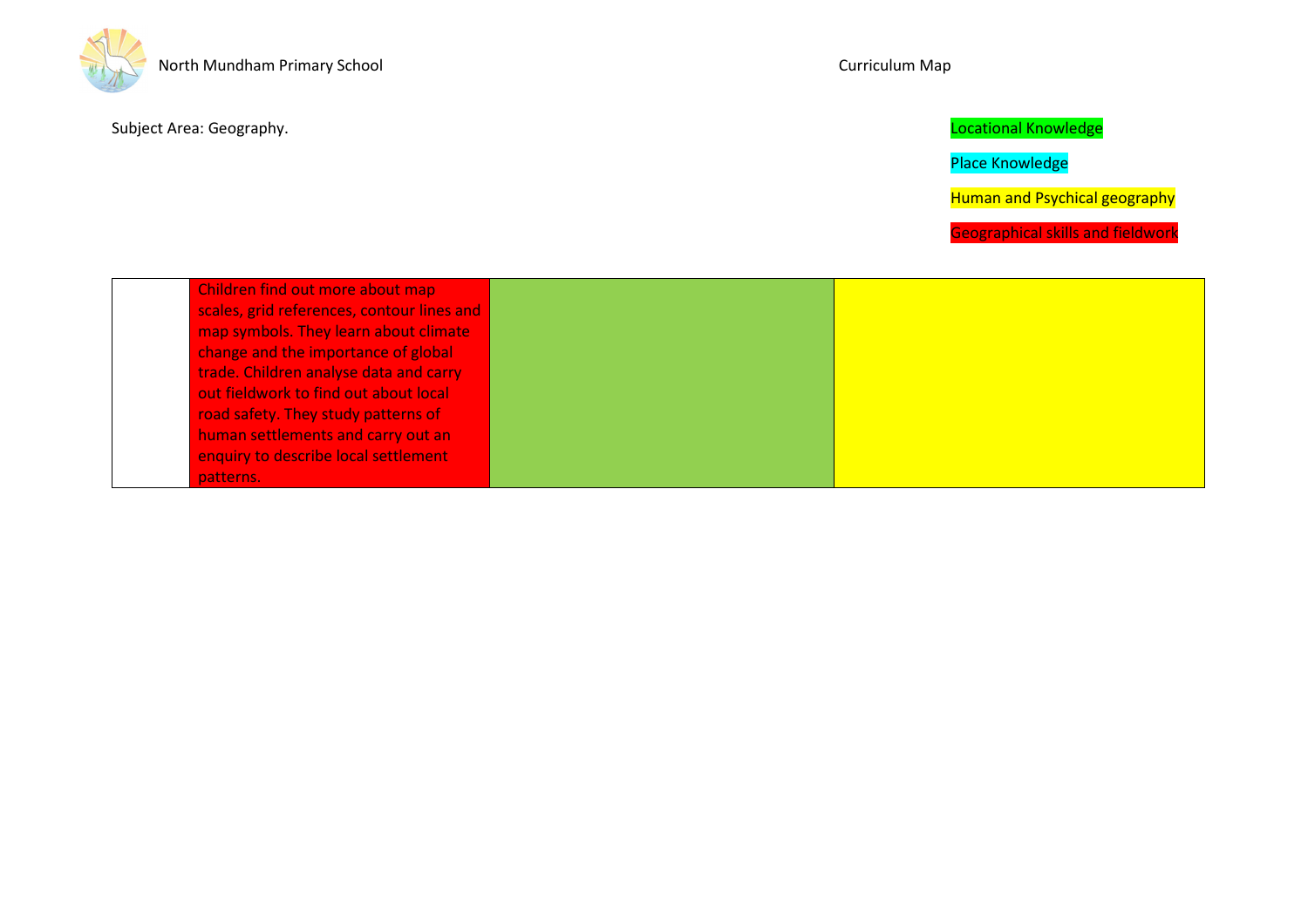North Mundham Primary School

Curriculum Map

Subject Area: Geography.

Locational Knowledge

Place Knowledge

Human and Psychical geography

Geographical skills and fieldwork

| | | | |
|---|---|---|---|
| | Children find out more about map scales, grid references, contour lines and map symbols. They learn about climate change and the importance of global trade. Children analyse data and carry out fieldwork to find out about local road safety. They study patterns of human settlements and carry out an enquiry to describe local settlement patterns. | | |